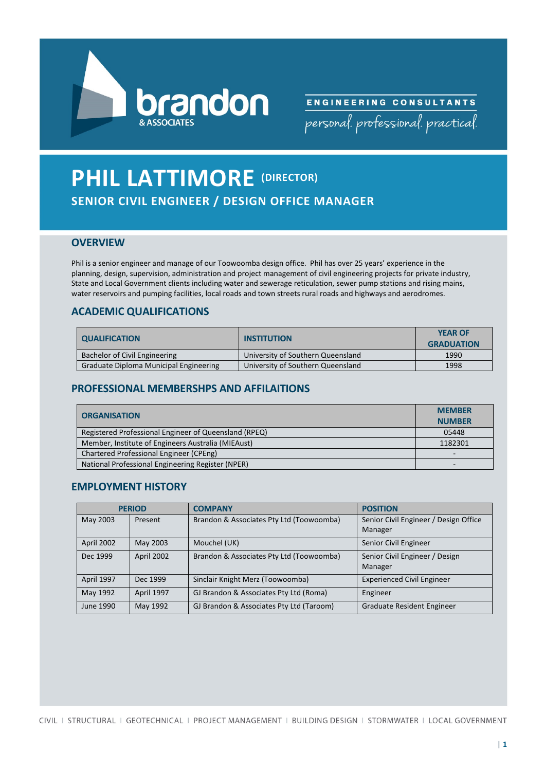**brandon** & ASSOCIATES

ENGINEERING CONSULTANTS

*personal. professional. practical.*

# PHIL LATTIMORE (DIRECTOR)

## SENIOR CIVIL ENGINEER / DESIGN OFFICE MANAGER

## OVERVIEW

Phil is a senior engineer and manage of our Toowoomba design office. Phil has over 25 years' experience in the planning, design, supervision, administration and project management of civil engineering projects for private industry, State and Local Government clients including water and sewerage reticulation, sewer pump stations and rising mains, water reservoirs and pumping facilities, local roads and town streets rural roads and highways and aerodromes.

## ACADEMIC QUALIFICATIONS

| QUALIFICATION | INSTITUTION | YEAR OF GRADUATION |
|---|---|---|
| Bachelor of Civil Engineering | University of Southern Queensland | 1990 |
| Graduate Diploma Municipal Engineering | University of Southern Queensland | 1998 |

## PROFESSIONAL MEMBERSHPS AND AFFILAITIONS

| ORGANISATION | MEMBER NUMBER |
|---|---|
| Registered Professional Engineer of Queensland (RPEQ) | 05448 |
| Member, Institute of Engineers Australia (MIEAust) | 1182301 |
| Chartered Professional Engineer (CPEng) | - |
| National Professional Engineering Register (NPER) | - |

## EMPLOYMENT HISTORY

| PERIOD | | COMPANY | POSITION |
|---|---|---|---|
| May 2003 | Present | Brandon & Associates Pty Ltd (Toowoomba) | Senior Civil Engineer / Design Office Manager |
| April 2002 | May 2003 | Mouchel (UK) | Senior Civil Engineer |
| Dec 1999 | April 2002 | Brandon & Associates Pty Ltd (Toowoomba) | Senior Civil Engineer / Design Manager |
| April 1997 | Dec 1999 | Sinclair Knight Merz (Toowoomba) | Experienced Civil Engineer |
| May 1992 | April 1997 | GJ Brandon & Associates Pty Ltd (Roma) | Engineer |
| June 1990 | May 1992 | GJ Brandon & Associates Pty Ltd (Taroom) | Graduate Resident Engineer |

CIVIL | STRUCTURAL | GEOTECHNICAL | PROJECT MANAGEMENT | BUILDING DESIGN | STORMWATER | LOCAL GOVERNMENT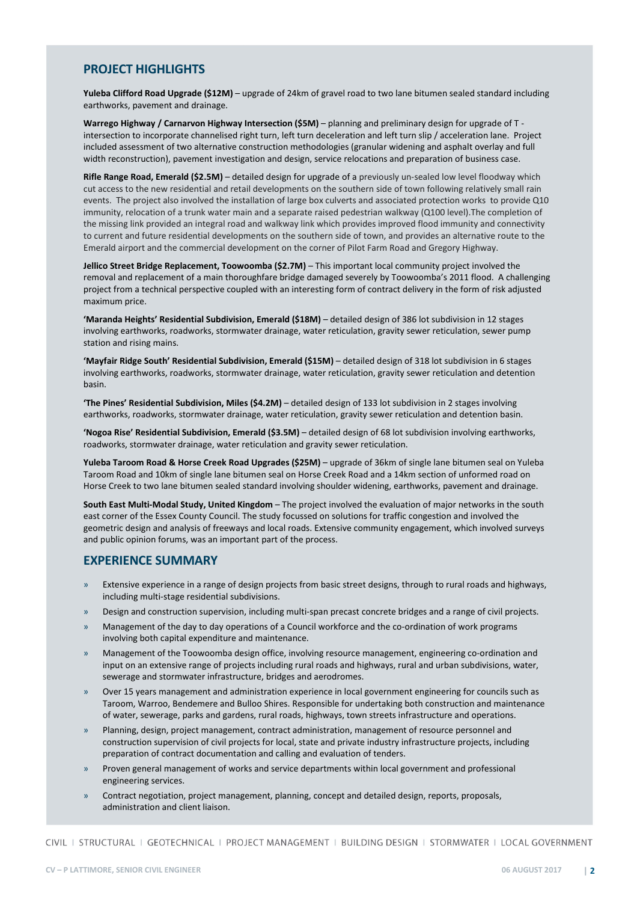## PROJECT HIGHLIGHTS

**Yuleba Clifford Road Upgrade ($12M)** – upgrade of 24km of gravel road to two lane bitumen sealed standard including earthworks, pavement and drainage.

**Warrego Highway / Carnarvon Highway Intersection ($5M)** – planning and preliminary design for upgrade of T - intersection to incorporate channelised right turn, left turn deceleration and left turn slip / acceleration lane. Project included assessment of two alternative construction methodologies (granular widening and asphalt overlay and full width reconstruction), pavement investigation and design, service relocations and preparation of business case.

**Rifle Range Road, Emerald ($2.5M)** – detailed design for upgrade of a previously un-sealed low level floodway which cut access to the new residential and retail developments on the southern side of town following relatively small rain events. The project also involved the installation of large box culverts and associated protection works to provide Q10 immunity, relocation of a trunk water main and a separate raised pedestrian walkway (Q100 level).The completion of the missing link provided an integral road and walkway link which provides improved flood immunity and connectivity to current and future residential developments on the southern side of town, and provides an alternative route to the Emerald airport and the commercial development on the corner of Pilot Farm Road and Gregory Highway.

**Jellico Street Bridge Replacement, Toowoomba ($2.7M)** – This important local community project involved the removal and replacement of a main thoroughfare bridge damaged severely by Toowoomba's 2011 flood. A challenging project from a technical perspective coupled with an interesting form of contract delivery in the form of risk adjusted maximum price.

**'Maranda Heights' Residential Subdivision, Emerald ($18M)** – detailed design of 386 lot subdivision in 12 stages involving earthworks, roadworks, stormwater drainage, water reticulation, gravity sewer reticulation, sewer pump station and rising mains.

**'Mayfair Ridge South' Residential Subdivision, Emerald ($15M)** – detailed design of 318 lot subdivision in 6 stages involving earthworks, roadworks, stormwater drainage, water reticulation, gravity sewer reticulation and detention basin.

**'The Pines' Residential Subdivision, Miles ($4.2M)** – detailed design of 133 lot subdivision in 2 stages involving earthworks, roadworks, stormwater drainage, water reticulation, gravity sewer reticulation and detention basin.

**'Nogoa Rise' Residential Subdivision, Emerald ($3.5M)** – detailed design of 68 lot subdivision involving earthworks, roadworks, stormwater drainage, water reticulation and gravity sewer reticulation.

**Yuleba Taroom Road & Horse Creek Road Upgrades ($25M)** – upgrade of 36km of single lane bitumen seal on Yuleba Taroom Road and 10km of single lane bitumen seal on Horse Creek Road and a 14km section of unformed road on Horse Creek to two lane bitumen sealed standard involving shoulder widening, earthworks, pavement and drainage.

**South East Multi-Modal Study, United Kingdom** – The project involved the evaluation of major networks in the south east corner of the Essex County Council. The study focussed on solutions for traffic congestion and involved the geometric design and analysis of freeways and local roads. Extensive community engagement, which involved surveys and public opinion forums, was an important part of the process.

## EXPERIENCE SUMMARY

- Extensive experience in a range of design projects from basic street designs, through to rural roads and highways, including multi-stage residential subdivisions.
- Design and construction supervision, including multi-span precast concrete bridges and a range of civil projects.
- Management of the day to day operations of a Council workforce and the co-ordination of work programs involving both capital expenditure and maintenance.
- Management of the Toowoomba design office, involving resource management, engineering co-ordination and input on an extensive range of projects including rural roads and highways, rural and urban subdivisions, water, sewerage and stormwater infrastructure, bridges and aerodromes.
- Over 15 years management and administration experience in local government engineering for councils such as Taroom, Warroo, Bendemere and Bulloo Shires. Responsible for undertaking both construction and maintenance of water, sewerage, parks and gardens, rural roads, highways, town streets infrastructure and operations.
- Planning, design, project management, contract administration, management of resource personnel and construction supervision of civil projects for local, state and private industry infrastructure projects, including preparation of contract documentation and calling and evaluation of tenders.
- Proven general management of works and service departments within local government and professional engineering services.
- Contract negotiation, project management, planning, concept and detailed design, reports, proposals, administration and client liaison.

CIVIL | STRUCTURAL | GEOTECHNICAL | PROJECT MANAGEMENT | BUILDING DESIGN | STORMWATER | LOCAL GOVERNMENT